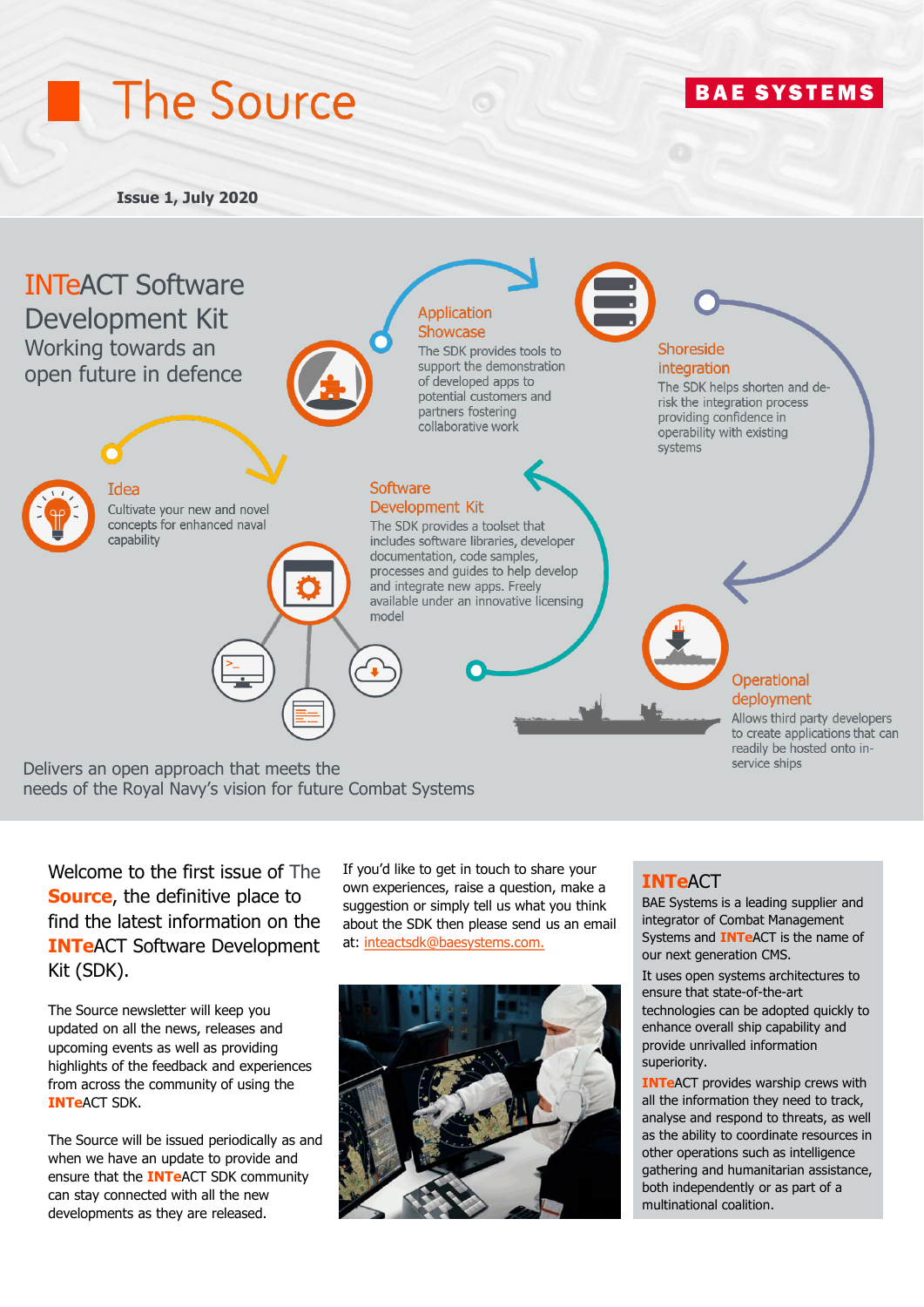# The Source

**Issue 1, July 2020**

## INTeACT Software Development Kit

### Working towards an open future in defence

**Idea**
Cultivate your new and novel concepts for enhanced naval capability

**Application Showcase**
The SDK provides tools to support the demonstration of developed apps to potential customers and partners fostering collaborative work

**Shoreside integration**
The SDK helps shorten and de-risk the integration process providing confidence in operability with existing systems

**Software Development Kit**
The SDK provides a toolset that includes software libraries, developer documentation, code samples, processes and guides to help develop and integrate new apps. Freely available under an innovative licensing model

**Operational deployment**
Allows third party developers to create applications that can readily be hosted onto in-service ships

Delivers an open approach that meets the needs of the Royal Navy's vision for future Combat Systems

Welcome to the first issue of The **Source**, the definitive place to find the latest information on the **INTe**ACT Software Development Kit (SDK).

The Source newsletter will keep you updated on all the news, releases and upcoming events as well as providing highlights of the feedback and experiences from across the community of using the **INTe**ACT SDK.

The Source will be issued periodically as and when we have an update to provide and ensure that the **INTe**ACT SDK community can stay connected with all the new developments as they are released.

If you'd like to get in touch to share your own experiences, raise a question, make a suggestion or simply tell us what you think about the SDK then please send us an email at: inteactsdk@baesystems.com.

## INTeACT

BAE Systems is a leading supplier and integrator of Combat Management Systems and **INTe**ACT is the name of our next generation CMS.

It uses open systems architectures to ensure that state-of-the-art technologies can be adopted quickly to enhance overall ship capability and provide unrivalled information superiority.

**INTe**ACT provides warship crews with all the information they need to track, analyse and respond to threats, as well as the ability to coordinate resources in other operations such as intelligence gathering and humanitarian assistance, both independently or as part of a multinational coalition.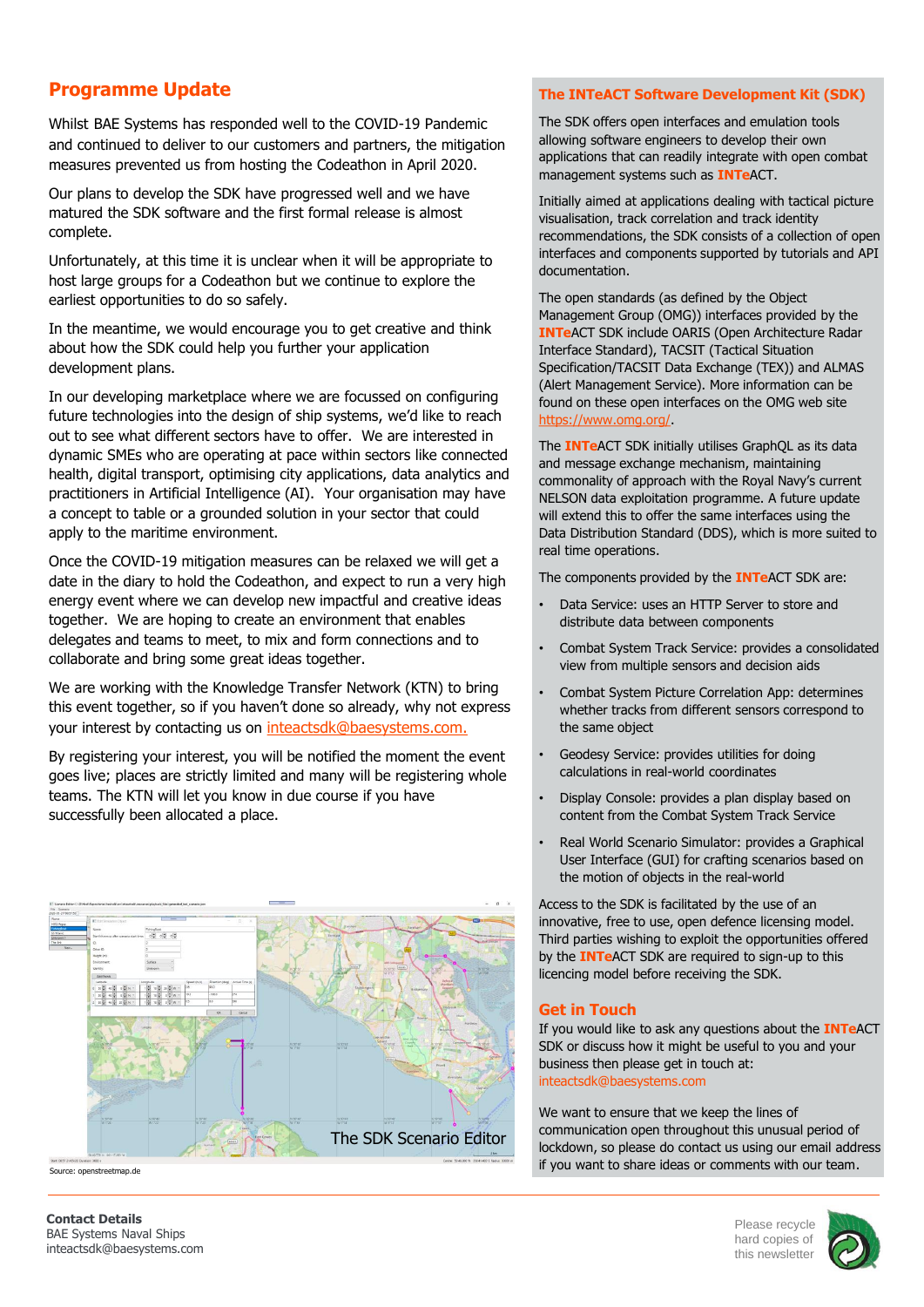## Programme Update

Whilst BAE Systems has responded well to the COVID-19 Pandemic and continued to deliver to our customers and partners, the mitigation measures prevented us from hosting the Codeathon in April 2020.

Our plans to develop the SDK have progressed well and we have matured the SDK software and the first formal release is almost complete.

Unfortunately, at this time it is unclear when it will be appropriate to host large groups for a Codeathon but we continue to explore the earliest opportunities to do so safely.

In the meantime, we would encourage you to get creative and think about how the SDK could help you further your application development plans.

In our developing marketplace where we are focussed on configuring future technologies into the design of ship systems, we'd like to reach out to see what different sectors have to offer. We are interested in dynamic SMEs who are operating at pace within sectors like connected health, digital transport, optimising city applications, data analytics and practitioners in Artificial Intelligence (AI). Your organisation may have a concept to table or a grounded solution in your sector that could apply to the maritime environment.

Once the COVID-19 mitigation measures can be relaxed we will get a date in the diary to hold the Codeathon, and expect to run a very high energy event where we can develop new impactful and creative ideas together. We are hoping to create an environment that enables delegates and teams to meet, to mix and form connections and to collaborate and bring some great ideas together.

We are working with the Knowledge Transfer Network (KTN) to bring this event together, so if you haven't done so already, why not express your interest by contacting us on inteactsdk@baesystems.com.

By registering your interest, you will be notified the moment the event goes live; places are strictly limited and many will be registering whole teams. The KTN will let you know in due course if you have successfully been allocated a place.

The SDK Scenario Editor

Source: openstreetmap.de

## The INTeACT Software Development Kit (SDK)

The SDK offers open interfaces and emulation tools allowing software engineers to develop their own applications that can readily integrate with open combat management systems such as **INTe**ACT.

Initially aimed at applications dealing with tactical picture visualisation, track correlation and track identity recommendations, the SDK consists of a collection of open interfaces and components supported by tutorials and API documentation.

The open standards (as defined by the Object Management Group (OMG)) interfaces provided by the **INTe**ACT SDK include OARIS (Open Architecture Radar Interface Standard), TACSIT (Tactical Situation Specification/TACSIT Data Exchange (TEX)) and ALMAS (Alert Management Service). More information can be found on these open interfaces on the OMG web site https://www.omg.org/.

The **INTe**ACT SDK initially utilises GraphQL as its data and message exchange mechanism, maintaining commonality of approach with the Royal Navy's current NELSON data exploitation programme. A future update will extend this to offer the same interfaces using the Data Distribution Standard (DDS), which is more suited to real time operations.

The components provided by the **INTe**ACT SDK are:

- Data Service: uses an HTTP Server to store and distribute data between components
- Combat System Track Service: provides a consolidated view from multiple sensors and decision aids
- Combat System Picture Correlation App: determines whether tracks from different sensors correspond to the same object
- Geodesy Service: provides utilities for doing calculations in real-world coordinates
- Display Console: provides a plan display based on content from the Combat System Track Service
- Real World Scenario Simulator: provides a Graphical User Interface (GUI) for crafting scenarios based on the motion of objects in the real-world

Access to the SDK is facilitated by the use of an innovative, free to use, open defence licensing model. Third parties wishing to exploit the opportunities offered by the **INTe**ACT SDK are required to sign-up to this licencing model before receiving the SDK.

## Get in Touch

If you would like to ask any questions about the **INTe**ACT SDK or discuss how it might be useful to you and your business then please get in touch at: inteactsdk@baesystems.com

We want to ensure that we keep the lines of communication open throughout this unusual period of lockdown, so please do contact us using our email address if you want to share ideas or comments with our team.

**Contact Details**
BAE Systems Naval Ships
inteactsdk@baesystems.com

Please recycle hard copies of this newsletter